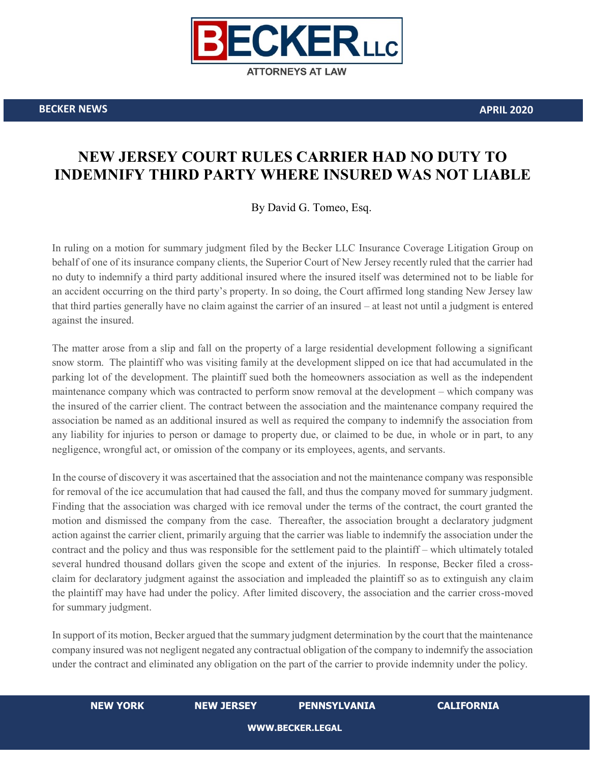BECKER LLC
ATTORNEYS AT LAW

**BECKER NEWS** **APRIL 2020**

# NEW JERSEY COURT RULES CARRIER HAD NO DUTY TO INDEMNIFY THIRD PARTY WHERE INSURED WAS NOT LIABLE

By David G. Tomeo, Esq.

In ruling on a motion for summary judgment filed by the Becker LLC Insurance Coverage Litigation Group on behalf of one of its insurance company clients, the Superior Court of New Jersey recently ruled that the carrier had no duty to indemnify a third party additional insured where the insured itself was determined not to be liable for an accident occurring on the third party's property. In so doing, the Court affirmed long standing New Jersey law that third parties generally have no claim against the carrier of an insured – at least not until a judgment is entered against the insured.

The matter arose from a slip and fall on the property of a large residential development following a significant snow storm. The plaintiff who was visiting family at the development slipped on ice that had accumulated in the parking lot of the development. The plaintiff sued both the homeowners association as well as the independent maintenance company which was contracted to perform snow removal at the development – which company was the insured of the carrier client. The contract between the association and the maintenance company required the association be named as an additional insured as well as required the company to indemnify the association from any liability for injuries to person or damage to property due, or claimed to be due, in whole or in part, to any negligence, wrongful act, or omission of the company or its employees, agents, and servants.

In the course of discovery it was ascertained that the association and not the maintenance company was responsible for removal of the ice accumulation that had caused the fall, and thus the company moved for summary judgment. Finding that the association was charged with ice removal under the terms of the contract, the court granted the motion and dismissed the company from the case. Thereafter, the association brought a declaratory judgment action against the carrier client, primarily arguing that the carrier was liable to indemnify the association under the contract and the policy and thus was responsible for the settlement paid to the plaintiff – which ultimately totaled several hundred thousand dollars given the scope and extent of the injuries. In response, Becker filed a cross-claim for declaratory judgment against the association and impleaded the plaintiff so as to extinguish any claim the plaintiff may have had under the policy. After limited discovery, the association and the carrier cross-moved for summary judgment.

In support of its motion, Becker argued that the summary judgment determination by the court that the maintenance company insured was not negligent negated any contractual obligation of the company to indemnify the association under the contract and eliminated any obligation on the part of the carrier to provide indemnity under the policy.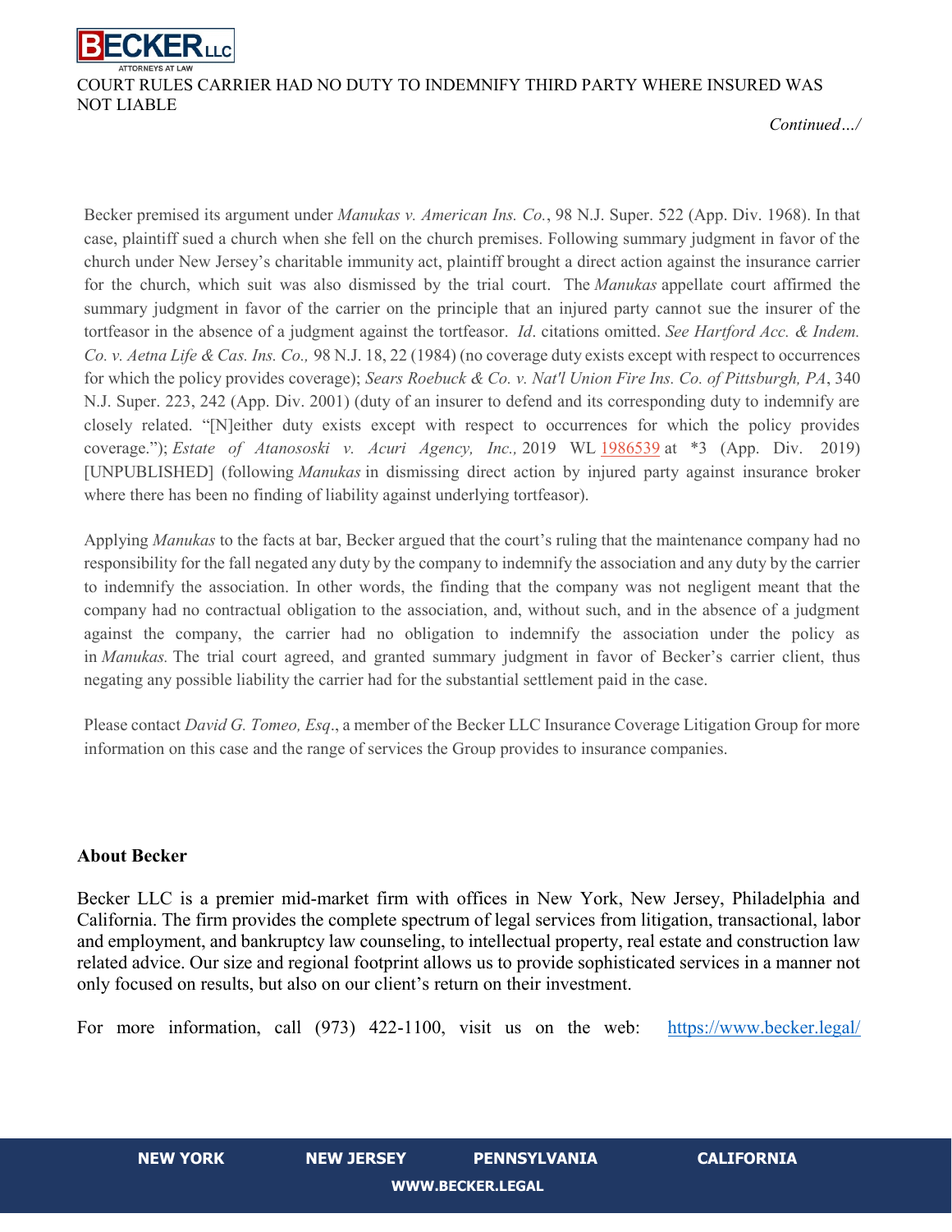Becker premised its argument under *Manukas v. American Ins. Co.*, 98 N.J. Super. 522 (App. Div. 1968). In that case, plaintiff sued a church when she fell on the church premises. Following summary judgment in favor of the church under New Jersey's charitable immunity act, plaintiff brought a direct action against the insurance carrier for the church, which suit was also dismissed by the trial court. The *Manukas* appellate court affirmed the summary judgment in favor of the carrier on the principle that an injured party cannot sue the insurer of the tortfeasor in the absence of a judgment against the tortfeasor. *Id*. citations omitted. *See Hartford Acc. & Indem. Co. v. Aetna Life & Cas. Ins. Co.,* 98 N.J. 18, 22 (1984) (no coverage duty exists except with respect to occurrences for which the policy provides coverage); *Sears Roebuck & Co. v. Nat'l Union Fire Ins. Co. of Pittsburgh, PA*, 340 N.J. Super. 223, 242 (App. Div. 2001) (duty of an insurer to defend and its corresponding duty to indemnify are closely related. "[N]either duty exists except with respect to occurrences for which the policy provides coverage."); *Estate of Atanososki v. Acuri Agency, Inc.,* 2019 WL 1986539 at *3 (App. Div. 2019) [UNPUBLISHED] (following *Manukas* in dismissing direct action by injured party against insurance broker where there has been no finding of liability against underlying tortfeasor).

Applying *Manukas* to the facts at bar, Becker argued that the court's ruling that the maintenance company had no responsibility for the fall negated any duty by the company to indemnify the association and any duty by the carrier to indemnify the association. In other words, the finding that the company was not negligent meant that the company had no contractual obligation to the association, and, without such, and in the absence of a judgment against the company, the carrier had no obligation to indemnify the association under the policy as in *Manukas.* The trial court agreed, and granted summary judgment in favor of Becker's carrier client, thus negating any possible liability the carrier had for the substantial settlement paid in the case.

Please contact *David G. Tomeo, Esq*., a member of the Becker LLC Insurance Coverage Litigation Group for more information on this case and the range of services the Group provides to insurance companies.

**About Becker**

Becker LLC is a premier mid-market firm with offices in New York, New Jersey, Philadelphia and California. The firm provides the complete spectrum of legal services from litigation, transactional, labor and employment, and bankruptcy law counseling, to intellectual property, real estate and construction law related advice. Our size and regional footprint allows us to provide sophisticated services in a manner not only focused on results, but also on our client's return on their investment.

For more information, call (973) 422-1100, visit us on the web: https://www.becker.legal/